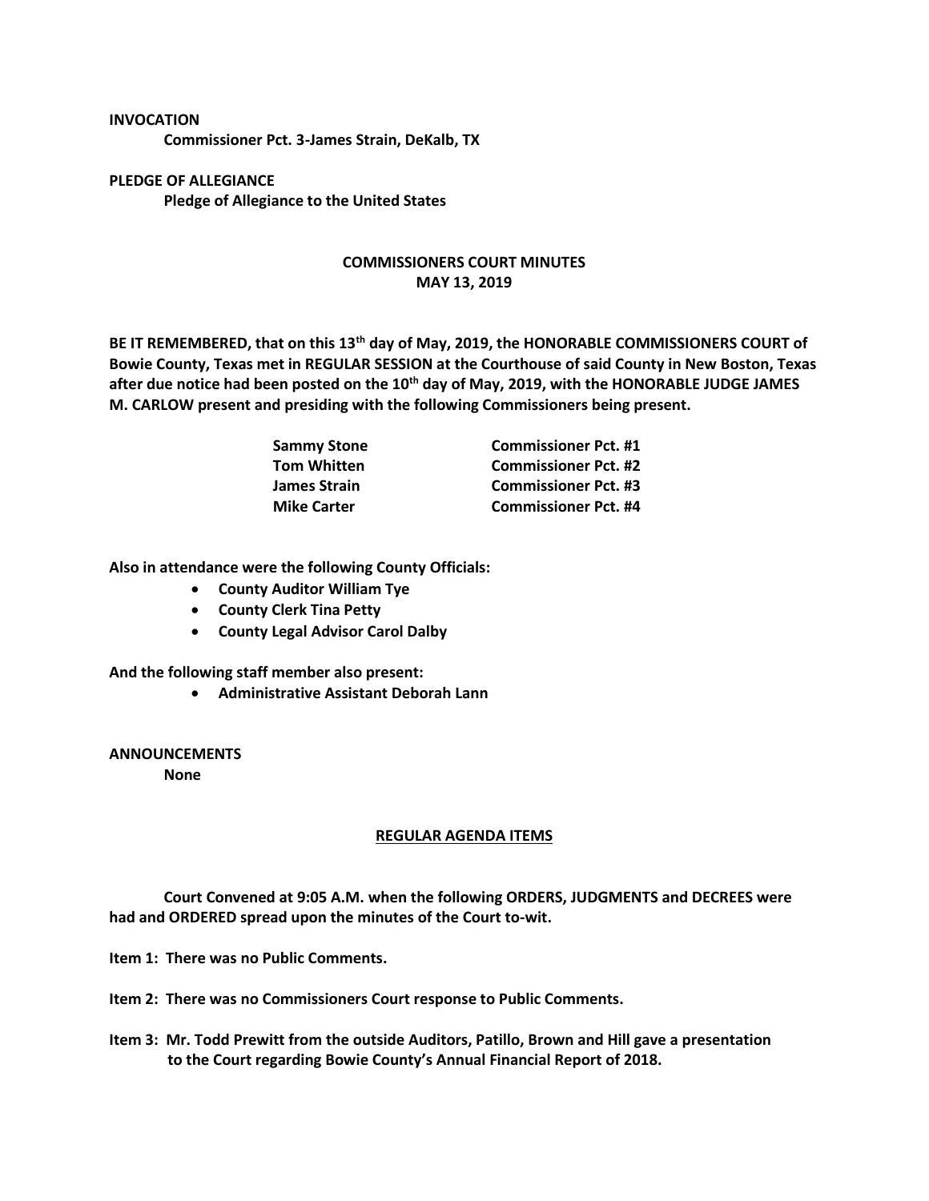**INVOCATION**

**Commissioner Pct. 3-James Strain, DeKalb, TX**

**PLEDGE OF ALLEGIANCE**

**Pledge of Allegiance to the United States**

# COMMISSIONERS COURT MINUTES
## MAY 13, 2019

**BE IT REMEMBERED, that on this 13th day of May, 2019, the HONORABLE COMMISSIONERS COURT of Bowie County, Texas met in REGULAR SESSION at the Courthouse of said County in New Boston, Texas after due notice had been posted on the 10th day of May, 2019, with the HONORABLE JUDGE JAMES M. CARLOW present and presiding with the following Commissioners being present.**

| | |
|---|---|
| **Sammy Stone** | **Commissioner Pct. #1** |
| **Tom Whitten** | **Commissioner Pct. #2** |
| **James Strain** | **Commissioner Pct. #3** |
| **Mike Carter** | **Commissioner Pct. #4** |

**Also in attendance were the following County Officials:**

- **County Auditor William Tye**
- **County Clerk Tina Petty**
- **County Legal Advisor Carol Dalby**

**And the following staff member also present:**

- **Administrative Assistant Deborah Lann**

**ANNOUNCEMENTS**

**None**

## REGULAR AGENDA ITEMS

**Court Convened at 9:05 A.M. when the following ORDERS, JUDGMENTS and DECREES were had and ORDERED spread upon the minutes of the Court to-wit.**

**Item 1: There was no Public Comments.**

**Item 2: There was no Commissioners Court response to Public Comments.**

**Item 3: Mr. Todd Prewitt from the outside Auditors, Patillo, Brown and Hill gave a presentation to the Court regarding Bowie County's Annual Financial Report of 2018.**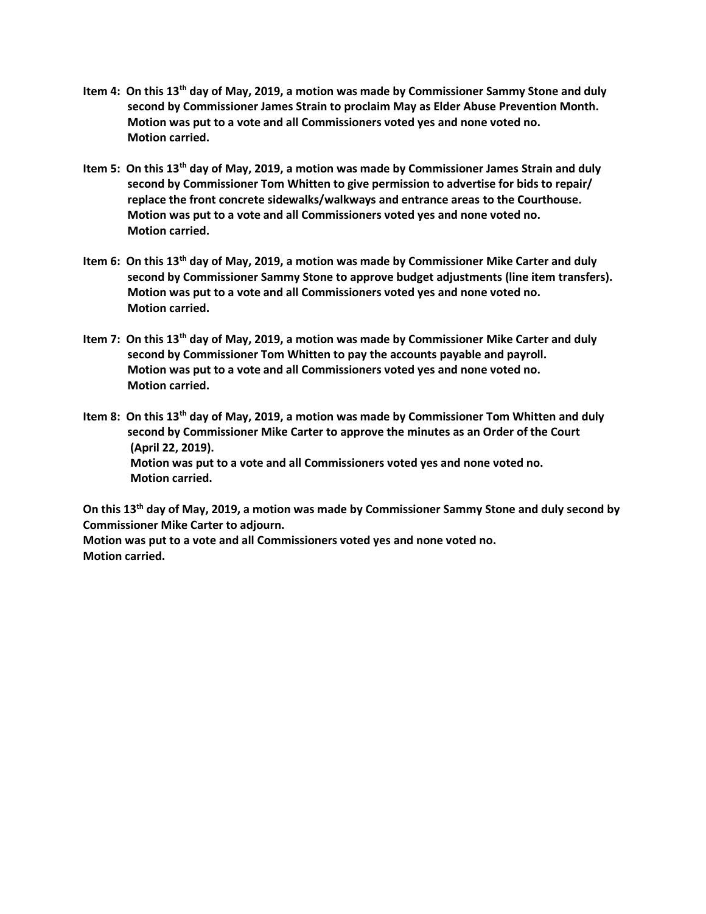**Item 4: On this 13th day of May, 2019, a motion was made by Commissioner Sammy Stone and duly second by Commissioner James Strain to proclaim May as Elder Abuse Prevention Month. Motion was put to a vote and all Commissioners voted yes and none voted no. Motion carried.**

**Item 5: On this 13th day of May, 2019, a motion was made by Commissioner James Strain and duly second by Commissioner Tom Whitten to give permission to advertise for bids to repair/ replace the front concrete sidewalks/walkways and entrance areas to the Courthouse. Motion was put to a vote and all Commissioners voted yes and none voted no. Motion carried.**

**Item 6: On this 13th day of May, 2019, a motion was made by Commissioner Mike Carter and duly second by Commissioner Sammy Stone to approve budget adjustments (line item transfers). Motion was put to a vote and all Commissioners voted yes and none voted no. Motion carried.**

**Item 7: On this 13th day of May, 2019, a motion was made by Commissioner Mike Carter and duly second by Commissioner Tom Whitten to pay the accounts payable and payroll. Motion was put to a vote and all Commissioners voted yes and none voted no. Motion carried.**

**Item 8: On this 13th day of May, 2019, a motion was made by Commissioner Tom Whitten and duly second by Commissioner Mike Carter to approve the minutes as an Order of the Court (April 22, 2019). Motion was put to a vote and all Commissioners voted yes and none voted no. Motion carried.**

**On this 13th day of May, 2019, a motion was made by Commissioner Sammy Stone and duly second by Commissioner Mike Carter to adjourn.**
**Motion was put to a vote and all Commissioners voted yes and none voted no.**
**Motion carried.**